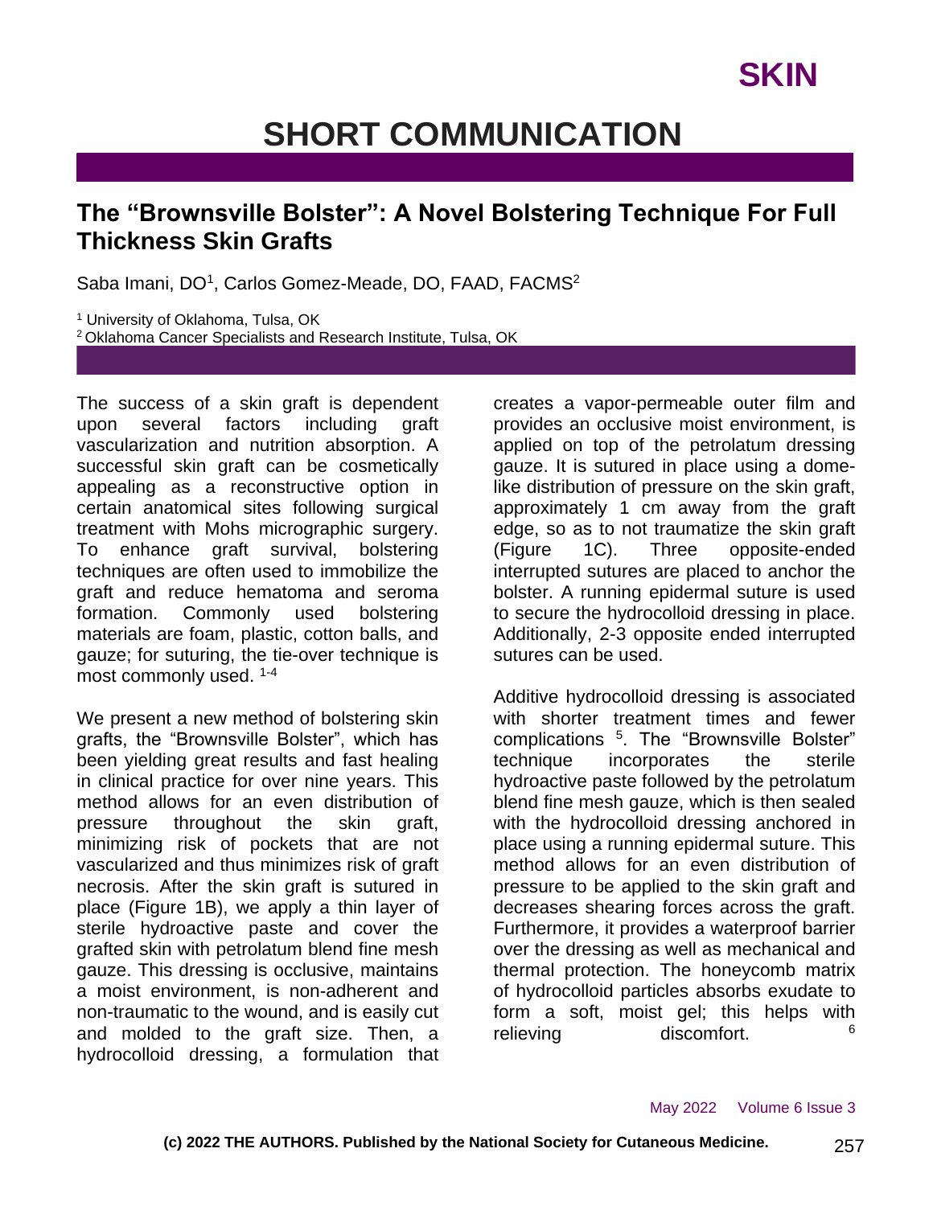# SHORT COMMUNICATION

## The "Brownsville Bolster": A Novel Bolstering Technique For Full Thickness Skin Grafts

Saba Imani, DO[1], Carlos Gomez-Meade, DO, FAAD, FACMS[2]

[1] University of Oklahoma, Tulsa, OK
[2] Oklahoma Cancer Specialists and Research Institute, Tulsa, OK

The success of a skin graft is dependent upon several factors including graft vascularization and nutrition absorption. A successful skin graft can be cosmetically appealing as a reconstructive option in certain anatomical sites following surgical treatment with Mohs micrographic surgery. To enhance graft survival, bolstering techniques are often used to immobilize the graft and reduce hematoma and seroma formation. Commonly used bolstering materials are foam, plastic, cotton balls, and gauze; for suturing, the tie-over technique is most commonly used. [1-4]

We present a new method of bolstering skin grafts, the "Brownsville Bolster", which has been yielding great results and fast healing in clinical practice for over nine years. This method allows for an even distribution of pressure throughout the skin graft, minimizing risk of pockets that are not vascularized and thus minimizes risk of graft necrosis. After the skin graft is sutured in place (Figure 1B), we apply a thin layer of sterile hydroactive paste and cover the grafted skin with petrolatum blend fine mesh gauze. This dressing is occlusive, maintains a moist environment, is non-adherent and non-traumatic to the wound, and is easily cut and molded to the graft size. Then, a hydrocolloid dressing, a formulation that creates a vapor-permeable outer film and provides an occlusive moist environment, is applied on top of the petrolatum dressing gauze. It is sutured in place using a dome-like distribution of pressure on the skin graft, approximately 1 cm away from the graft edge, so as to not traumatize the skin graft (Figure 1C). Three opposite-ended interrupted sutures are placed to anchor the bolster. A running epidermal suture is used to secure the hydrocolloid dressing in place. Additionally, 2-3 opposite ended interrupted sutures can be used.

Additive hydrocolloid dressing is associated with shorter treatment times and fewer complications [5]. The "Brownsville Bolster" technique incorporates the sterile hydroactive paste followed by the petrolatum blend fine mesh gauze, which is then sealed with the hydrocolloid dressing anchored in place using a running epidermal suture. This method allows for an even distribution of pressure to be applied to the skin graft and decreases shearing forces across the graft. Furthermore, it provides a waterproof barrier over the dressing as well as mechanical and thermal protection. The honeycomb matrix of hydrocolloid particles absorbs exudate to form a soft, moist gel; this helps with relieving discomfort. [6]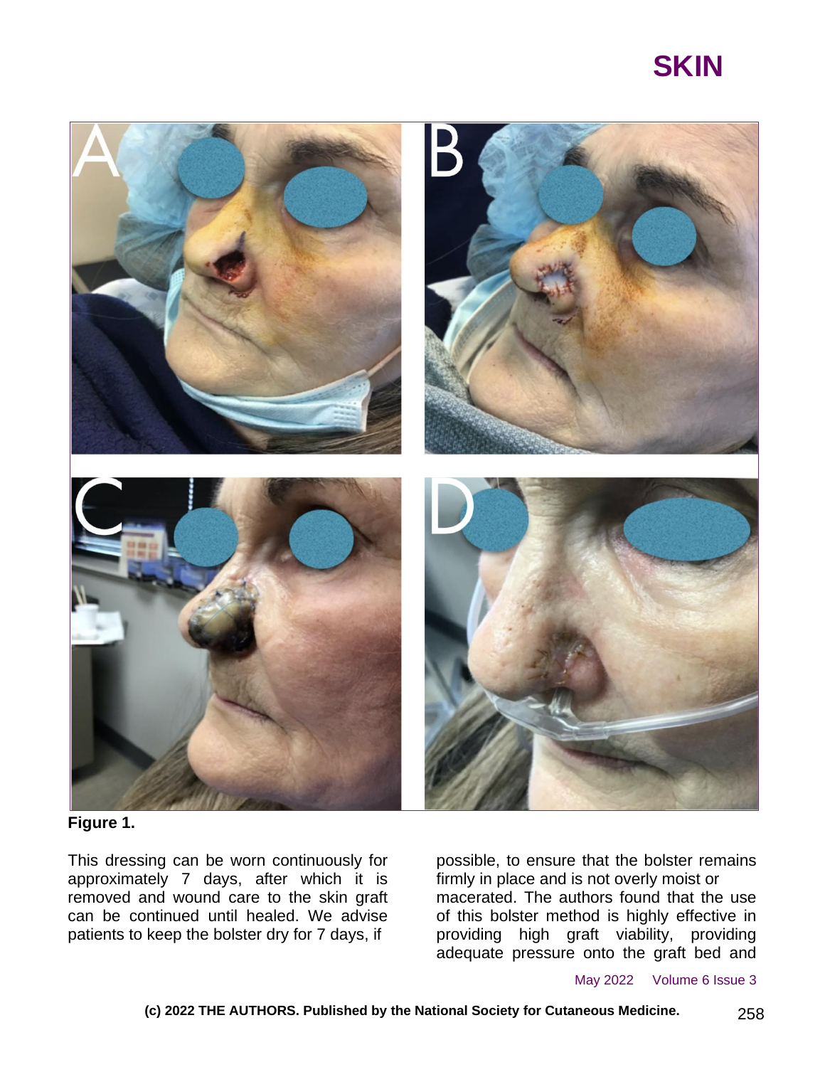**Figure 1.**

This dressing can be worn continuously for approximately 7 days, after which it is removed and wound care to the skin graft can be continued until healed. We advise patients to keep the bolster dry for 7 days, if possible, to ensure that the bolster remains firmly in place and is not overly moist or macerated. The authors found that the use of this bolster method is highly effective in providing high graft viability, providing adequate pressure onto the graft bed and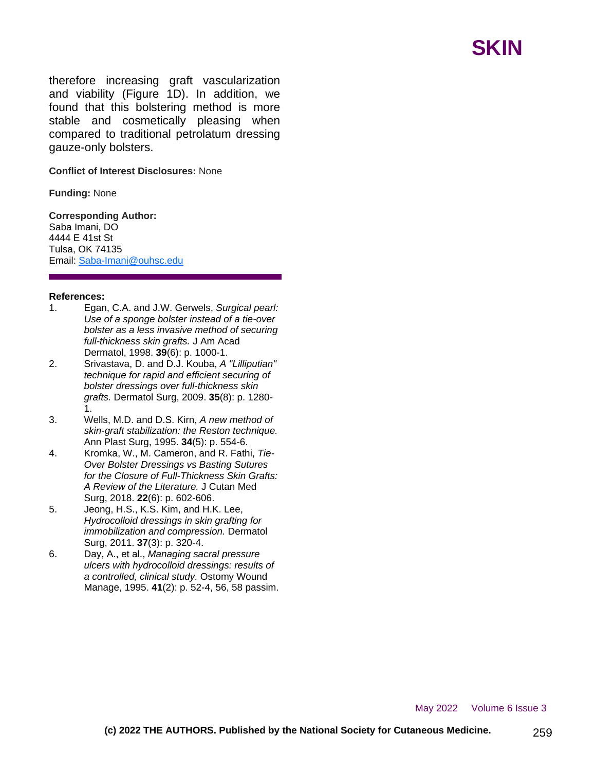therefore increasing graft vascularization and viability (Figure 1D). In addition, we found that this bolstering method is more stable and cosmetically pleasing when compared to traditional petrolatum dressing gauze-only bolsters.

**Conflict of Interest Disclosures:** None

**Funding:** None

**Corresponding Author:**
Saba Imani, DO
4444 E 41st St
Tulsa, OK 74135
Email: Saba-Imani@ouhsc.edu

**References:**

1. Egan, C.A. and J.W. Gerwels, *Surgical pearl: Use of a sponge bolster instead of a tie-over bolster as a less invasive method of securing full-thickness skin grafts.* J Am Acad Dermatol, 1998. **39**(6): p. 1000-1.
2. Srivastava, D. and D.J. Kouba, *A "Lilliputian" technique for rapid and efficient securing of bolster dressings over full-thickness skin grafts.* Dermatol Surg, 2009. **35**(8): p. 1280-1.
3. Wells, M.D. and D.S. Kirn, *A new method of skin-graft stabilization: the Reston technique.* Ann Plast Surg, 1995. **34**(5): p. 554-6.
4. Kromka, W., M. Cameron, and R. Fathi, *Tie-Over Bolster Dressings vs Basting Sutures for the Closure of Full-Thickness Skin Grafts: A Review of the Literature.* J Cutan Med Surg, 2018. **22**(6): p. 602-606.
5. Jeong, H.S., K.S. Kim, and H.K. Lee, *Hydrocolloid dressings in skin grafting for immobilization and compression.* Dermatol Surg, 2011. **37**(3): p. 320-4.
6. Day, A., et al., *Managing sacral pressure ulcers with hydrocolloid dressings: results of a controlled, clinical study.* Ostomy Wound Manage, 1995. **41**(2): p. 52-4, 56, 58 passim.